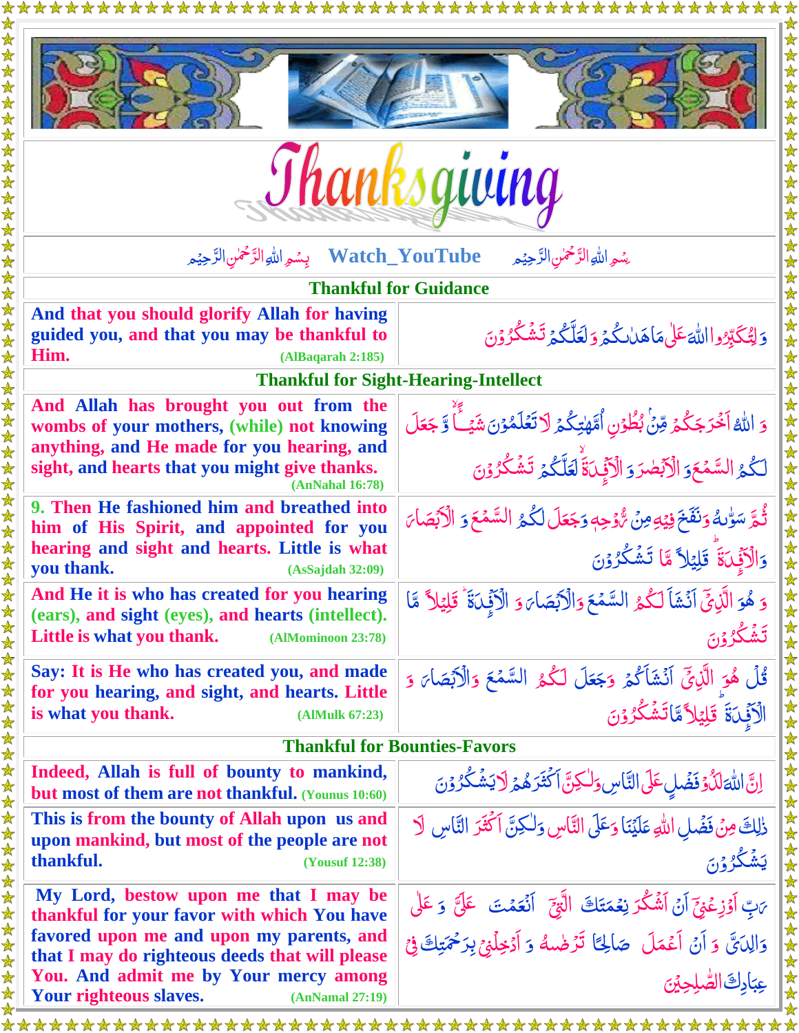# Thanksgiving

بِسۡمِ اللهِ الرَّحۡمٰنِ الرَّحِيۡمِ **Watch_YouTube** بِسۡمِ اللهِ الرَّحۡمٰنِ الرَّحِيۡمِ

## Thankful for Guidance

| | |
|---|---|
| And that you should glorify Allah for having guided you, and that you may be thankful to Him. (AlBaqarah 2:185) | وَ لِتُكَبِّرُوا اللّٰهَ عَلٰى مَا هَدٰىكُمۡ وَ لَعَلَّكُمۡ تَشۡكُرُوۡنَ |

## Thankful for Sight-Hearing-Intellect

| | |
|---|---|
| And Allah has brought you out from the wombs of your mothers, (while) not knowing anything, and He made for you hearing, and sight, and hearts that you might give thanks. (AnNahal 16:78) | وَ اللّٰهُ اَخۡرَجَكُمۡ مِّنۡۢ بُطُوۡنِ اُمَّهٰتِكُمۡ لَا تَعۡلَمُوۡنَ شَيۡـًٔا ۙ وَّ جَعَلَ لَكُمُ السَّمۡعَ وَ الۡاَبۡصٰرَ وَ الۡاَفۡـِٕدَةَ ۙ لَعَلَّكُمۡ تَشۡكُرُوۡنَ |
| 9. Then He fashioned him and breathed into him of His Spirit, and appointed for you hearing and sight and hearts. Little is what you thank. (AsSajdah 32:09) | ثُمَّ سَوّٰىهُ وَ نَفَخَ فِيۡهِ مِنۡ رُّوۡحِهٖ وَ جَعَلَ لَكُمُ السَّمۡعَ وَ الۡاَبۡصَارَ وَ الۡاَفۡـِٕدَةَ ؕ قَلِيۡلًا مَّا تَشۡكُرُوۡنَ |
| And He it is who has created for you hearing (ears), and sight (eyes), and hearts (intellect). Little is what you thank. (AlMominoon 23:78) | وَ هُوَ الَّذِيۡۤ اَنۡشَاَ لَكُمُ السَّمۡعَ وَ الۡاَبۡصَارَ وَ الۡاَفۡـِٕدَةَ ؕ قَلِيۡلًا مَّا تَشۡكُرُوۡنَ |
| Say: It is He who has created you, and made for you hearing, and sight, and hearts. Little is what you thank. (AlMulk 67:23) | قُلۡ هُوَ الَّذِيۡۤ اَنۡشَاَكُمۡ وَ جَعَلَ لَكُمُ السَّمۡعَ وَ الۡاَبۡصَارَ وَ الۡاَفۡـِٕدَةَ ؕ قَلِيۡلًا مَّا تَشۡكُرُوۡنَ |

## Thankful for Bounties-Favors

| | |
|---|---|
| Indeed, Allah is full of bounty to mankind, but most of them are not thankful. (Younus 10:60) | اِنَّ اللّٰهَ لَذُوۡ فَضۡلٍ عَلَى النَّاسِ وَ لٰـكِنَّ اَكۡثَرَهُمۡ لَا يَشۡكُرُوۡنَ |
| This is from the bounty of Allah upon us and upon mankind, but most of the people are not thankful. (Yousuf 12:38) | ذٰلِكَ مِنۡ فَضۡلِ اللّٰهِ عَلَيۡنَا وَ عَلَى النَّاسِ وَ لٰـكِنَّ اَكۡثَرَ النَّاسِ لَا يَشۡكُرُوۡنَ |
| My Lord, bestow upon me that I may be thankful for your favor with which You have favored upon me and upon my parents, and that I may do righteous deeds that will please You. And admit me by Your mercy among Your righteous slaves. (AnNamal 27:19) | رَبِّ اَوۡزِعۡنِيۡۤ اَنۡ اَشۡكُرَ نِعۡمَتَكَ الَّتِيۡۤ اَنۡعَمۡتَ عَلَيَّ وَ عَلٰى وَالِدَيَّ وَ اَنۡ اَعۡمَلَ صَالِحًا تَرۡضٰٮهُ وَ اَدۡخِلۡنِيۡ بِرَحۡمَتِكَ فِيۡ عِبَادِكَ الصّٰلِحِيۡنَ |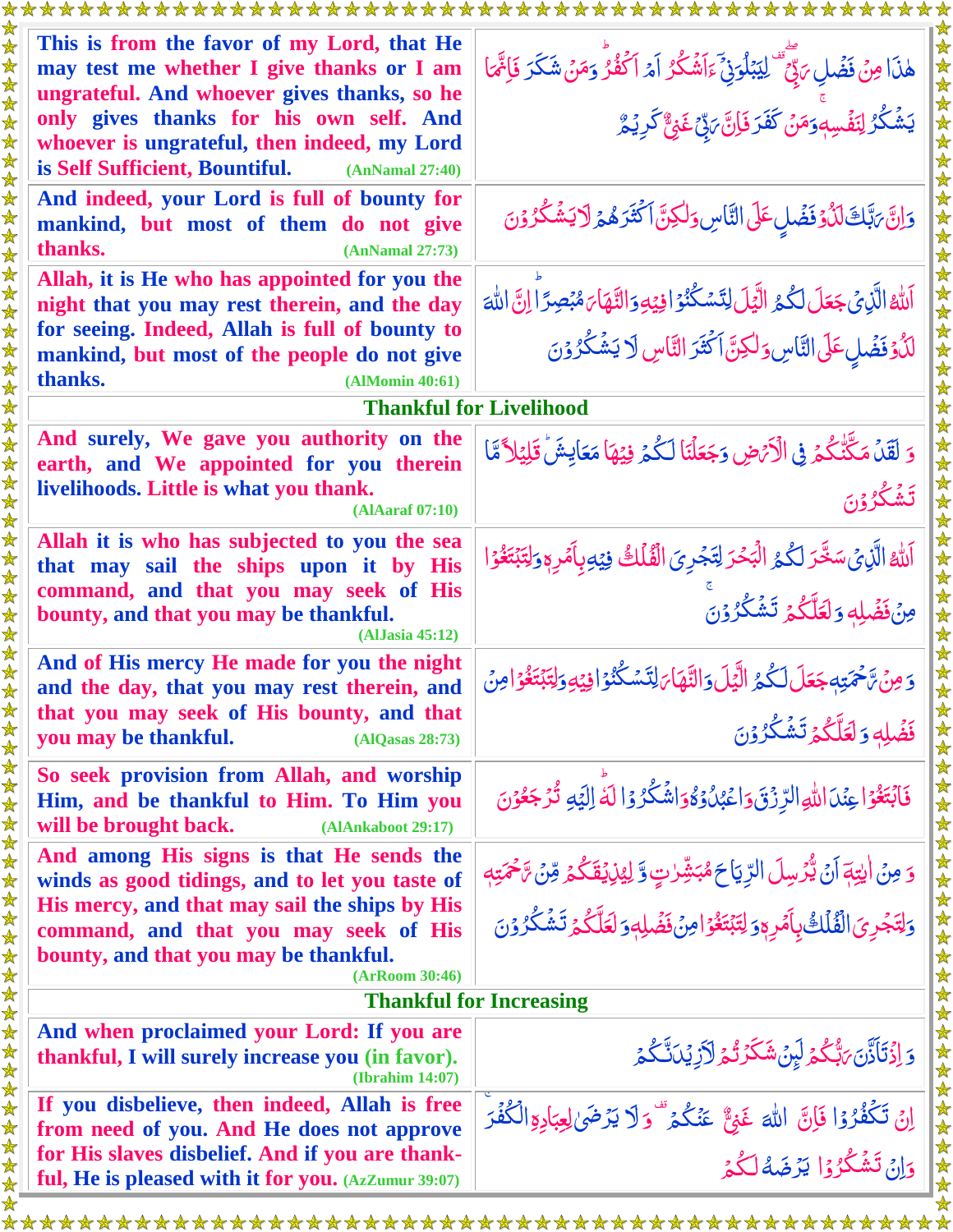| | |
|---|---|
| This is from the favor of my Lord, that He may test me whether I give thanks or I am ungrateful. And whoever gives thanks, so he only gives thanks for his own self. And whoever is ungrateful, then indeed, my Lord is Self Sufficient, Bountiful. (AnNamal 27:40) | هٰذَا مِنۡ فَضۡلِ رَبِّیۡ ۟ۖ لِیَبۡلُوَنِیۡۤ ءَاَشۡکُرُ اَمۡ اَکۡفُرُ ؕ وَ مَنۡ شَکَرَ فَاِنَّمَا یَشۡکُرُ لِنَفۡسِہٖ ۚ وَ مَنۡ کَفَرَ فَاِنَّ رَبِّیۡ غَنِیٌّ کَرِیۡمٌ |
| And indeed, your Lord is full of bounty for mankind, but most of them do not give thanks. (AnNamal 27:73) | وَ اِنَّ رَبَّکَ لَذُوۡ فَضۡلٍ عَلَی النَّاسِ وَ لٰکِنَّ اَکۡثَرَہُمۡ لَا یَشۡکُرُوۡنَ |
| Allah, it is He who has appointed for you the night that you may rest therein, and the day for seeing. Indeed, Allah is full of bounty to mankind, but most of the people do not give thanks. (AlMomin 40:61) | اَللّٰہُ الَّذِیۡ جَعَلَ لَکُمُ الَّیۡلَ لِتَسۡکُنُوۡا فِیۡہِ وَ النَّہَارَ مُبۡصِرًا ؕ اِنَّ اللّٰہَ لَذُوۡ فَضۡلٍ عَلَی النَّاسِ وَ لٰکِنَّ اَکۡثَرَ النَّاسِ لَا یَشۡکُرُوۡنَ |
| **Thankful for Livelihood** | |
| And surely, We gave you authority on the earth, and We appointed for you therein livelihoods. Little is what you thank. (AlAaraf 07:10) | وَ لَقَدۡ مَکَّنّٰکُمۡ فِی الۡاَرۡضِ وَ جَعَلۡنَا لَکُمۡ فِیۡہَا مَعَایِشَ ؕ قَلِیۡلًا مَّا تَشۡکُرُوۡنَ |
| Allah it is who has subjected to you the sea that may sail the ships upon it by His command, and that you may seek of His bounty, and that you may be thankful. (AlJasia 45:12) | اَللّٰہُ الَّذِیۡ سَخَّرَ لَکُمُ الۡبَحۡرَ لِتَجۡرِیَ الۡفُلۡکُ فِیۡہِ بِاَمۡرِہٖ وَ لِتَبۡتَغُوۡا مِنۡ فَضۡلِہٖ وَ لَعَلَّکُمۡ تَشۡکُرُوۡنَ |
| And of His mercy He made for you the night and the day, that you may rest therein, and that you may seek of His bounty, and that you may be thankful. (AlQasas 28:73) | وَ مِنۡ رَّحۡمَتِہٖ جَعَلَ لَکُمُ الَّیۡلَ وَ النَّہَارَ لِتَسۡکُنُوۡا فِیۡہِ وَ لِتَبۡتَغُوۡا مِنۡ فَضۡلِہٖ وَ لَعَلَّکُمۡ تَشۡکُرُوۡنَ |
| So seek provision from Allah, and worship Him, and be thankful to Him. To Him you will be brought back. (AlAnkaboot 29:17) | فَابۡتَغُوۡا عِنۡدَ اللّٰہِ الرِّزۡقَ وَ اعۡبُدُوۡہُ وَ اشۡکُرُوۡا لَہٗ ؕ اِلَیۡہِ تُرۡجَعُوۡنَ |
| And among His signs is that He sends the winds as good tidings, and to let you taste of His mercy, and that may sail the ships by His command, and that you may seek of His bounty, and that you may be thankful. (ArRoom 30:46) | وَ مِنۡ اٰیٰتِہٖۤ اَنۡ یُّرۡسِلَ الرِّیَاحَ مُبَشِّرٰتٍ وَّ لِیُذِیۡقَکُمۡ مِّنۡ رَّحۡمَتِہٖ وَ لِتَجۡرِیَ الۡفُلۡکُ بِاَمۡرِہٖ وَ لِتَبۡتَغُوۡا مِنۡ فَضۡلِہٖ وَ لَعَلَّکُمۡ تَشۡکُرُوۡنَ |
| **Thankful for Increasing** | |
| And when proclaimed your Lord: If you are thankful, I will surely increase you (in favor). (Ibrahim 14:07) | وَ اِذۡ تَاَذَّنَ رَبُّکُمۡ لَئِنۡ شَکَرۡتُمۡ لَاَزِیۡدَنَّکُمۡ |
| If you disbelieve, then indeed, Allah is free from need of you. And He does not approve for His slaves disbelief. And if you are thankful, He is pleased with it for you. (AzZumur 39:07) | اِنۡ تَکۡفُرُوۡا فَاِنَّ اللّٰہَ غَنِیٌّ عَنۡکُمۡ ۟ وَ لَا یَرۡضٰی لِعِبَادِہِ الۡکُفۡرَ ۚ وَ اِنۡ تَشۡکُرُوۡا یَرۡضَہُ لَکُمۡ |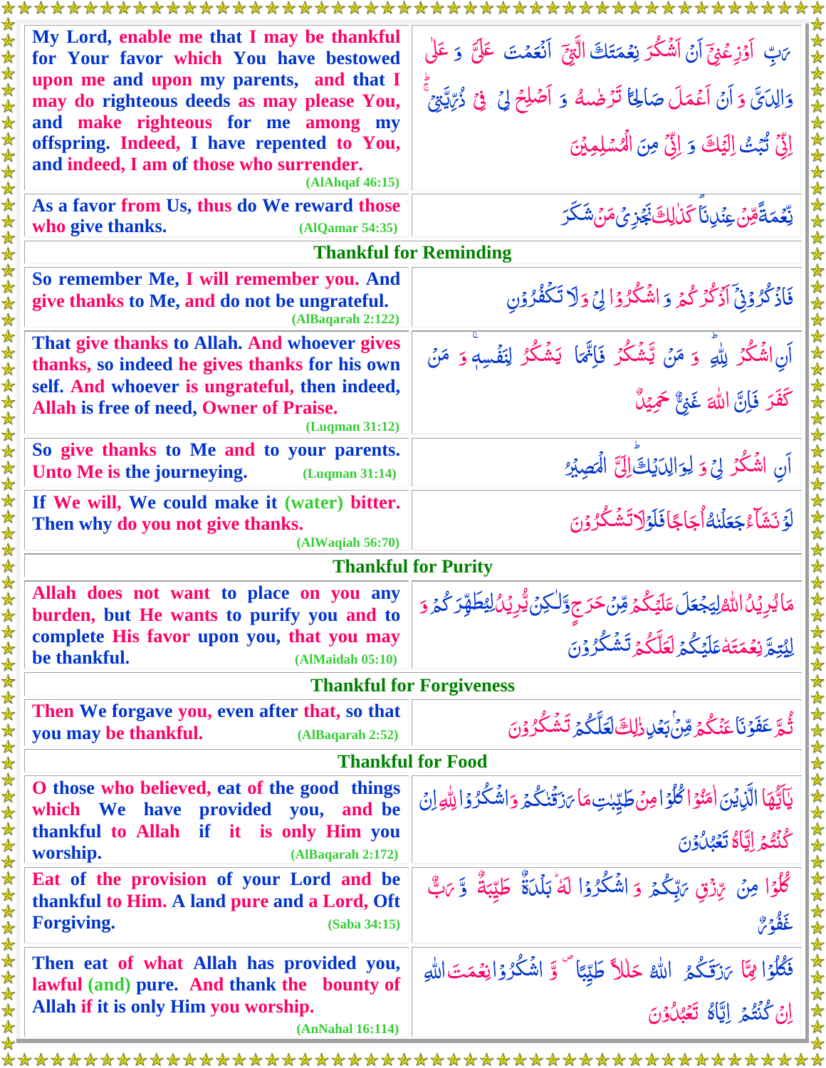| | |
|---|---|
| My Lord, enable me that I may be thankful for Your favor which You have bestowed upon me and upon my parents, and that I may do righteous deeds as may please You, and make righteous for me among my offspring. Indeed, I have repented to You, and indeed, I am of those who surrender. (AlAhqaf 46:15) | رَبِّ اَوْزِعْنِیْۤ اَنْ اَشْكُرَ نِعْمَتَكَ الَّتِیْۤ اَنْعَمْتَ عَلَیَّ وَ عَلٰى وَالِدَیَّ وَ اَنْ اَعْمَلَ صَالِحًا تَرْضٰىهُ وَ اَصْلِحْ لِیْ فِیْ ذُرِّیَّتِیْ ؕۚ اِنِّیْ تُبْتُ اِلَیْكَ وَ اِنِّیْ مِنَ الْمُسْلِمِیْنَ |
| As a favor from Us, thus do We reward those who give thanks. (AlQamar 54:35) | نِّعْمَةً مِّنْ عِنْدِنَا ؕ كَذٰلِكَ نَجْزِیْ مَنْ شَكَرَ |

**Thankful for Reminding**

| | |
|---|---|
| So remember Me, I will remember you. And give thanks to Me, and do not be ungrateful. (AlBaqarah 2:122) | فَاذْكُرُوْنِیْۤ اَذْكُرْكُمْ وَ اشْكُرُوْا لِیْ وَلَا تَكْفُرُوْنِ |
| That give thanks to Allah. And whoever gives thanks, so indeed he gives thanks for his own self. And whoever is ungrateful, then indeed, Allah is free of need, Owner of Praise. (Luqman 31:12) | اَنِ اشْكُرْ لِلّٰهِ ؕ وَ مَنْ یَّشْكُرْ فَاِنَّمَا یَشْكُرُ لِنَفْسِهٖ ۚ وَ مَنْ كَفَرَ فَاِنَّ اللّٰهَ غَنِیٌّ حَمِیْدٌ |
| So give thanks to Me and to your parents. Unto Me is the journeying. (Luqman 31:14) | اَنِ اشْكُرْ لِیْ وَ لِوَالِدَیْكَ ؕ اِلَیَّ الْمَصِیْرُ |
| If We will, We could make it (water) bitter. Then why do you not give thanks. (AlWaqiah 56:70) | لَوْ نَشَآءُ جَعَلْنٰهُ اُجَاجًا فَلَوْلَا تَشْكُرُوْنَ |

**Thankful for Purity**

| | |
|---|---|
| Allah does not want to place on you any burden, but He wants to purify you and to complete His favor upon you, that you may be thankful. (AlMaidah 05:10) | مَا یُرِیْدُ اللّٰهُ لِیَجْعَلَ عَلَیْكُمْ مِّنْ حَرَجٍ وَّلٰكِنْ یُّرِیْدُ لِیُطَهِّرَكُمْ وَ لِیُتِمَّ نِعْمَتَهٗ عَلَیْكُمْ لَعَلَّكُمْ تَشْكُرُوْنَ |

**Thankful for Forgiveness**

| | |
|---|---|
| Then We forgave you, even after that, so that you may be thankful. (AlBaqarah 2:52) | ثُمَّ عَفَوْنَا عَنْكُمْ مِّنْۢ بَعْدِ ذٰلِكَ لَعَلَّكُمْ تَشْكُرُوْنَ |

**Thankful for Food**

| | |
|---|---|
| O those who believed, eat of the good things which We have provided you, and be thankful to Allah if it is only Him you worship. (AlBaqarah 2:172) | یٰۤاَیُّهَا الَّذِیْنَ اٰمَنُوْا كُلُوْا مِنْ طَیِّبٰتِ مَا رَزَقْنٰكُمْ وَ اشْكُرُوْا لِلّٰهِ اِنْ كُنْتُمْ اِیَّاهُ تَعْبُدُوْنَ |
| Eat of the provision of your Lord and be thankful to Him. A land pure and a Lord, Oft Forgiving. (Saba 34:15) | كُلُوْا مِنْ رِّزْقِ رَبِّكُمْ وَ اشْكُرُوْا لَهٗ ؕ بَلْدَةٌ طَیِّبَةٌ وَّ رَبٌّ غَفُوْرٌ |
| Then eat of what Allah has provided you, lawful (and) pure. And thank the bounty of Allah if it is only Him you worship. (AnNahal 16:114) | فَكُلُوْا مِمَّا رَزَقَكُمُ اللّٰهُ حَلٰلًا طَیِّبًا ۪ وَّ اشْكُرُوْا نِعْمَتَ اللّٰهِ اِنْ كُنْتُمْ اِیَّاهُ تَعْبُدُوْنَ |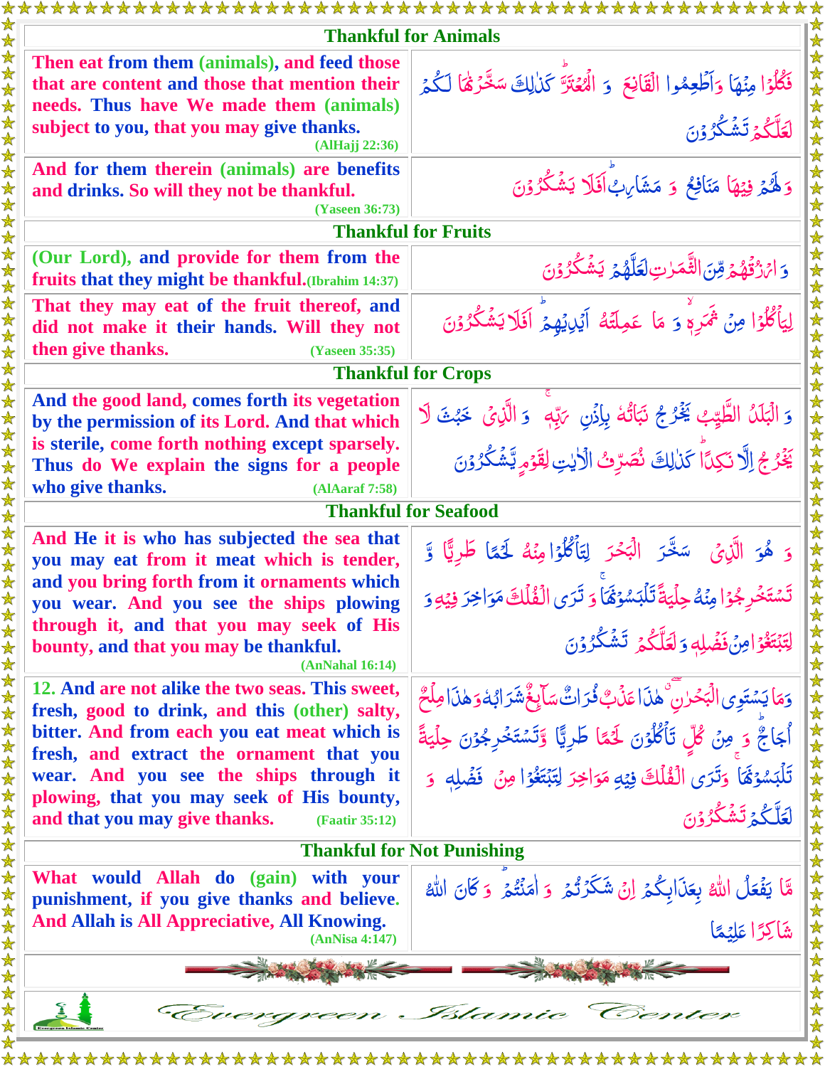| Thankful for Animals | |
|---|---|
| Then eat from them (animals), and feed those that are content and those that mention their needs. Thus have We made them (animals) subject to you, that you may give thanks. (AlHajj 22:36) | فَكُلُوْا مِنْهَا وَاَطْعِمُوا الْقَانِعَ وَ الْمُعْتَرَّ ؕ كَذٰلِكَ سَخَّرْنٰهَا لَكُمْ لَعَلَّكُمْ تَشْكُرُوْنَ |
| And for them therein (animals) are benefits and drinks. So will they not be thankful. (Yaseen 36:73) | وَ لَهُمْ فِيْهَا مَنَافِعُ وَ مَشَارِبُ ؕ اَفَلَا يَشْكُرُوْنَ |

| Thankful for Fruits | |
|---|---|
| (Our Lord), and provide for them from the fruits that they might be thankful. (Ibrahim 14:37) | وَ ارْزُقْهُمْ مِّنَ الثَّمَرٰتِ لَعَلَّهُمْ يَشْكُرُوْنَ |
| That they may eat of the fruit thereof, and did not make it their hands. Will they not then give thanks. (Yaseen 35:35) | لِيَاْكُلُوْا مِنْ ثَمَرِهٖ ۙ وَ مَا عَمِلَتْهُ اَيْدِيْهِمْ ؕ اَفَلَا يَشْكُرُوْنَ |

| Thankful for Crops | |
|---|---|
| And the good land, comes forth its vegetation by the permission of its Lord. And that which is sterile, come forth nothing except sparsely. Thus do We explain the signs for a people who give thanks. (AlAaraf 7:58) | وَ الْبَلَدُ الطَّيِّبُ يَخْرُجُ نَبَاتُهٗ بِاِذْنِ رَبِّهٖ ۚ وَ الَّذِيْ خَبُثَ لَا يَخْرُجُ اِلَّا نَكِدًا ؕ كَذٰلِكَ نُصَرِّفُ الْاٰيٰتِ لِقَوْمٍ يَّشْكُرُوْنَ |

| Thankful for Seafood | |
|---|---|
| And He it is who has subjected the sea that you may eat from it meat which is tender, and you bring forth from it ornaments which you wear. And you see the ships plowing through it, and that you may seek of His bounty, and that you may be thankful. (AnNahal 16:14) | وَ هُوَ الَّذِيْ سَخَّرَ الْبَحْرَ لِتَاْكُلُوْا مِنْهُ لَحْمًا طَرِيًّا وَّ تَسْتَخْرِجُوْا مِنْهُ حِلْيَةً تَلْبَسُوْنَهَا ۚ وَ تَرَى الْفُلْكَ مَوَاخِرَ فِيْهِ وَ لِتَبْتَغُوْا مِنْ فَضْلِهٖ وَ لَعَلَّكُمْ تَشْكُرُوْنَ |
| 12. And are not alike the two seas. This sweet, fresh, good to drink, and this (other) salty, bitter. And from each you eat meat which is fresh, and extract the ornament that you wear. And you see the ships through it plowing, that you may seek of His bounty, and that you may give thanks. (Faatir 35:12) | وَمَا يَسْتَوِي الْبَحْرٰنِ ۖ هٰذَا عَذْبٌ فُرَاتٌ سَآئِغٌ شَرَابُهٗ وَهٰذَا مِلْحٌ اُجَاجٌ ؕ وَ مِنْ كُلٍّ تَاْكُلُوْنَ لَحْمًا طَرِيًّا وَّتَسْتَخْرِجُوْنَ حِلْيَةً تَلْبَسُوْنَهَا ۚ وَتَرَى الْفُلْكَ فِيْهِ مَوَاخِرَ لِتَبْتَغُوْا مِنْ فَضْلِهٖ وَ لَعَلَّكُمْ تَشْكُرُوْنَ |

| Thankful for Not Punishing | |
|---|---|
| What would Allah do (gain) with your punishment, if you give thanks and believe. And Allah is All Appreciative, All Knowing. (AnNisa 4:147) | مَا يَفْعَلُ اللّٰهُ بِعَذَابِكُمْ اِنْ شَكَرْتُمْ وَ اٰمَنْتُمْ ؕ وَ كَانَ اللّٰهُ شَاكِرًا عَلِيْمًا |

Evergreen Islamic Center